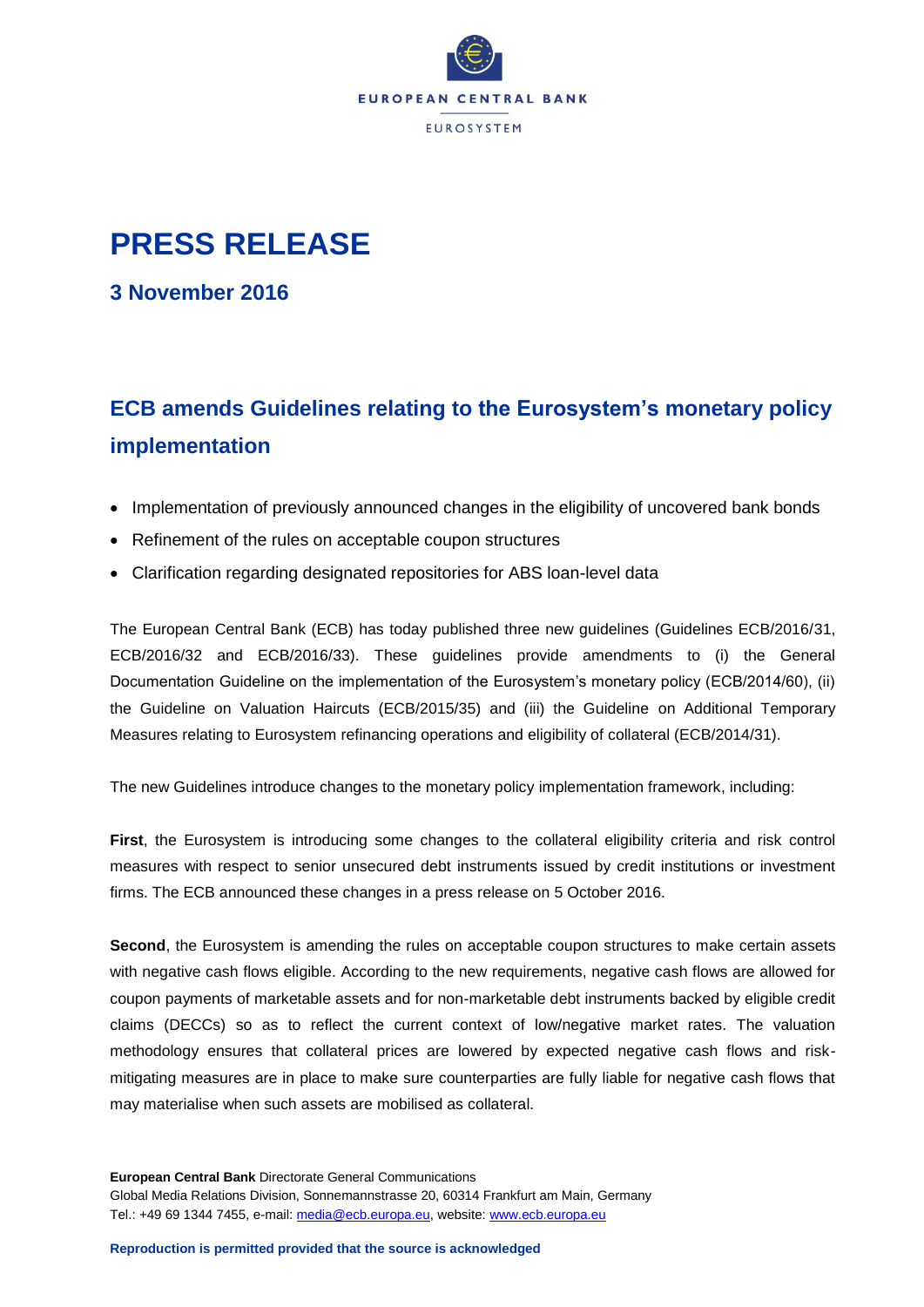# PRESS RELEASE

## 3 November 2016

## ECB amends Guidelines relating to the Eurosystem's monetary policy implementation

- Implementation of previously announced changes in the eligibility of uncovered bank bonds
- Refinement of the rules on acceptable coupon structures
- Clarification regarding designated repositories for ABS loan-level data

The European Central Bank (ECB) has today published three new guidelines (Guidelines ECB/2016/31, ECB/2016/32 and ECB/2016/33). These guidelines provide amendments to (i) the General Documentation Guideline on the implementation of the Eurosystem's monetary policy (ECB/2014/60), (ii) the Guideline on Valuation Haircuts (ECB/2015/35) and (iii) the Guideline on Additional Temporary Measures relating to Eurosystem refinancing operations and eligibility of collateral (ECB/2014/31).

The new Guidelines introduce changes to the monetary policy implementation framework, including:

**First**, the Eurosystem is introducing some changes to the collateral eligibility criteria and risk control measures with respect to senior unsecured debt instruments issued by credit institutions or investment firms. The ECB announced these changes in a press release on 5 October 2016.

**Second**, the Eurosystem is amending the rules on acceptable coupon structures to make certain assets with negative cash flows eligible. According to the new requirements, negative cash flows are allowed for coupon payments of marketable assets and for non-marketable debt instruments backed by eligible credit claims (DECCs) so as to reflect the current context of low/negative market rates. The valuation methodology ensures that collateral prices are lowered by expected negative cash flows and risk-mitigating measures are in place to make sure counterparties are fully liable for negative cash flows that may materialise when such assets are mobilised as collateral.

**European Central Bank** Directorate General Communications
Global Media Relations Division, Sonnemannstrasse 20, 60314 Frankfurt am Main, Germany
Tel.: +49 69 1344 7455, e-mail: media@ecb.europa.eu, website: www.ecb.europa.eu

**Reproduction is permitted provided that the source is acknowledged**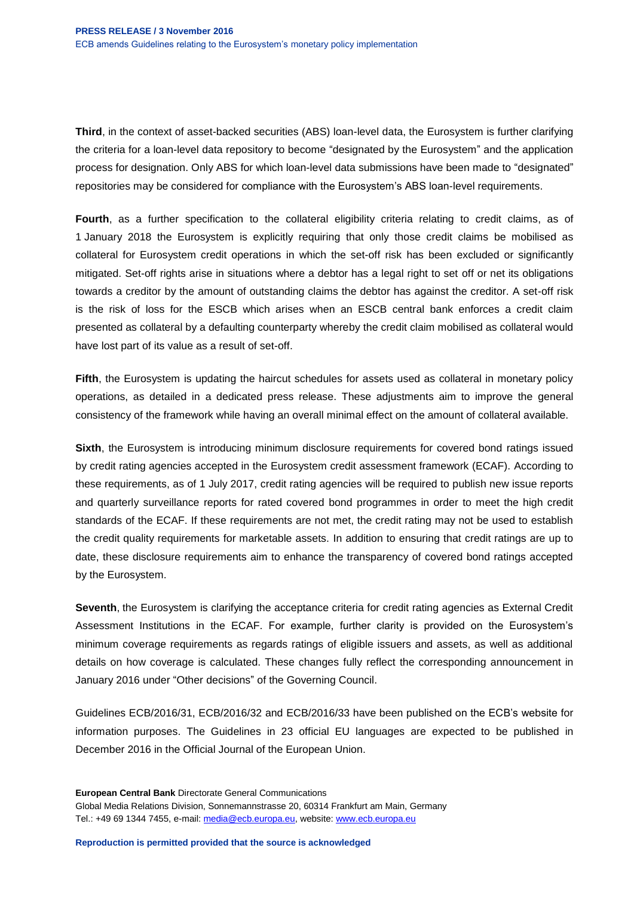**Third**, in the context of asset-backed securities (ABS) loan-level data, the Eurosystem is further clarifying the criteria for a loan-level data repository to become "designated by the Eurosystem" and the application process for designation. Only ABS for which loan-level data submissions have been made to "designated" repositories may be considered for compliance with the Eurosystem's ABS loan-level requirements.

**Fourth**, as a further specification to the collateral eligibility criteria relating to credit claims, as of 1 January 2018 the Eurosystem is explicitly requiring that only those credit claims be mobilised as collateral for Eurosystem credit operations in which the set-off risk has been excluded or significantly mitigated. Set-off rights arise in situations where a debtor has a legal right to set off or net its obligations towards a creditor by the amount of outstanding claims the debtor has against the creditor. A set-off risk is the risk of loss for the ESCB which arises when an ESCB central bank enforces a credit claim presented as collateral by a defaulting counterparty whereby the credit claim mobilised as collateral would have lost part of its value as a result of set-off.

**Fifth**, the Eurosystem is updating the haircut schedules for assets used as collateral in monetary policy operations, as detailed in a dedicated press release. These adjustments aim to improve the general consistency of the framework while having an overall minimal effect on the amount of collateral available.

**Sixth**, the Eurosystem is introducing minimum disclosure requirements for covered bond ratings issued by credit rating agencies accepted in the Eurosystem credit assessment framework (ECAF). According to these requirements, as of 1 July 2017, credit rating agencies will be required to publish new issue reports and quarterly surveillance reports for rated covered bond programmes in order to meet the high credit standards of the ECAF. If these requirements are not met, the credit rating may not be used to establish the credit quality requirements for marketable assets. In addition to ensuring that credit ratings are up to date, these disclosure requirements aim to enhance the transparency of covered bond ratings accepted by the Eurosystem.

**Seventh**, the Eurosystem is clarifying the acceptance criteria for credit rating agencies as External Credit Assessment Institutions in the ECAF. For example, further clarity is provided on the Eurosystem's minimum coverage requirements as regards ratings of eligible issuers and assets, as well as additional details on how coverage is calculated. These changes fully reflect the corresponding announcement in January 2016 under "Other decisions" of the Governing Council.

Guidelines ECB/2016/31, ECB/2016/32 and ECB/2016/33 have been published on the ECB's website for information purposes. The Guidelines in 23 official EU languages are expected to be published in December 2016 in the Official Journal of the European Union.

**European Central Bank** Directorate General Communications
Global Media Relations Division, Sonnemannstrasse 20, 60314 Frankfurt am Main, Germany
Tel.: +49 69 1344 7455, e-mail: media@ecb.europa.eu, website: www.ecb.europa.eu

**Reproduction is permitted provided that the source is acknowledged**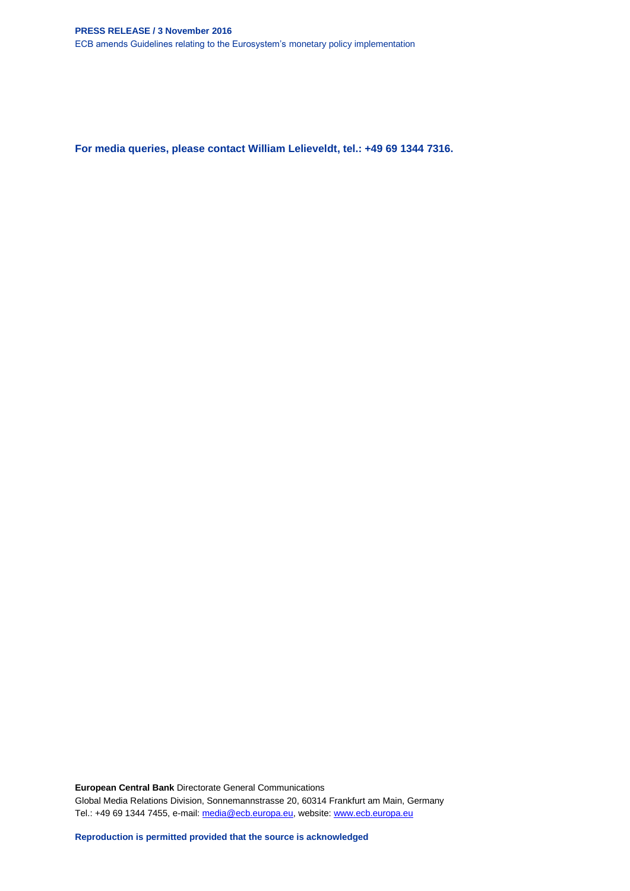**For media queries, please contact William Lelieveldt, tel.: +49 69 1344 7316.**

**European Central Bank** Directorate General Communications
Global Media Relations Division, Sonnemannstrasse 20, 60314 Frankfurt am Main, Germany
Tel.: +49 69 1344 7455, e-mail: media@ecb.europa.eu, website: www.ecb.europa.eu

**Reproduction is permitted provided that the source is acknowledged**